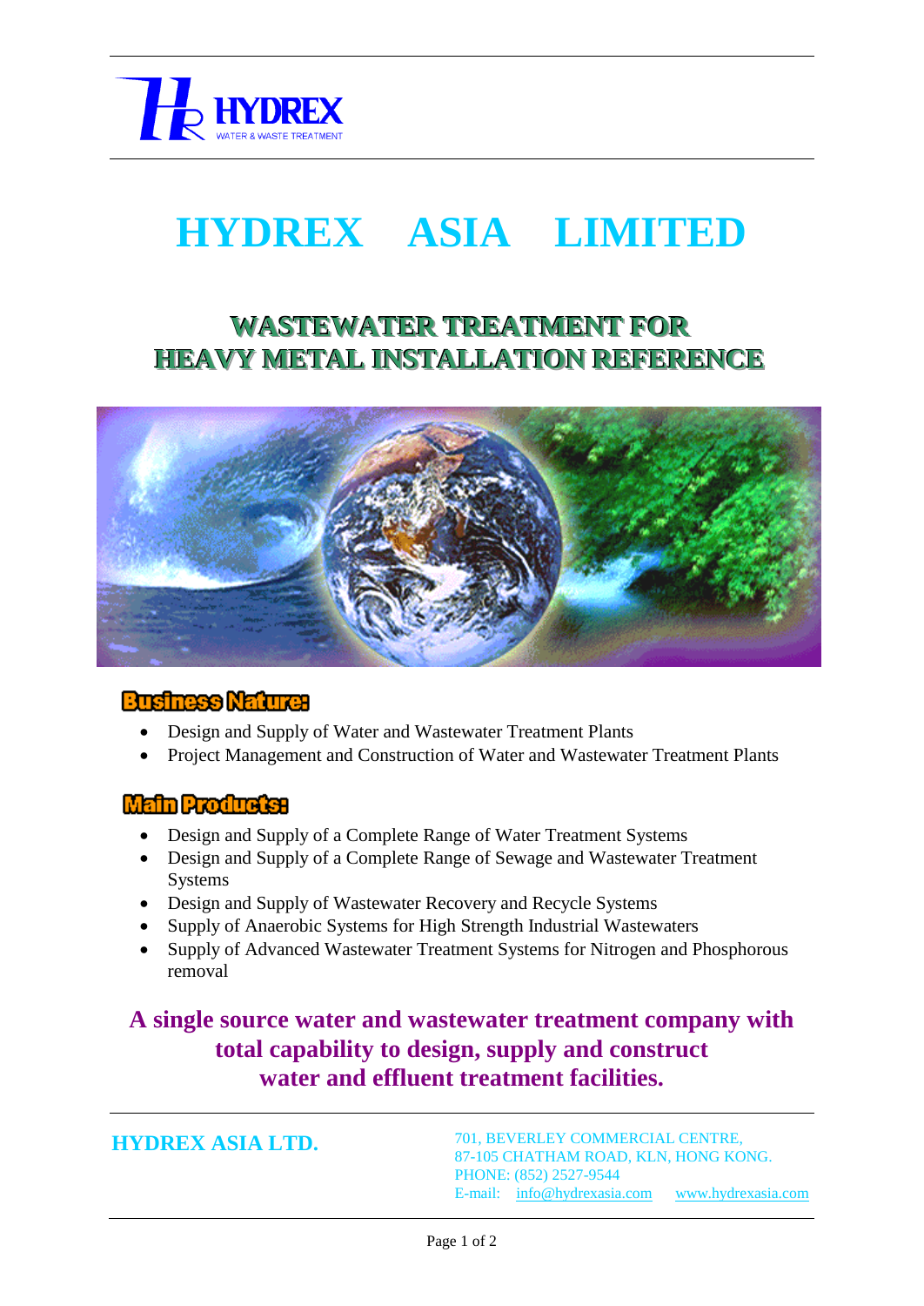HYDREX
WATER & WASTE TREATMENT

# HYDREX ASIA LIMITED

## WASTEWATER TREATMENT FOR HEAVY METAL INSTALLATION REFERENCE

### Business Nature:

- Design and Supply of Water and Wastewater Treatment Plants
- Project Management and Construction of Water and Wastewater Treatment Plants

### Main Products:

- Design and Supply of a Complete Range of Water Treatment Systems
- Design and Supply of a Complete Range of Sewage and Wastewater Treatment Systems
- Design and Supply of Wastewater Recovery and Recycle Systems
- Supply of Anaerobic Systems for High Strength Industrial Wastewaters
- Supply of Advanced Wastewater Treatment Systems for Nitrogen and Phosphorous removal

**A single source water and wastewater treatment company with total capability to design, supply and construct water and effluent treatment facilities.**

**HYDREX ASIA LTD.**

701, BEVERLEY COMMERCIAL CENTRE,
87-105 CHATHAM ROAD, KLN, HONG KONG.
PHONE: (852) 2527-9544
E-mail: info@hydrexasia.com www.hydrexasia.com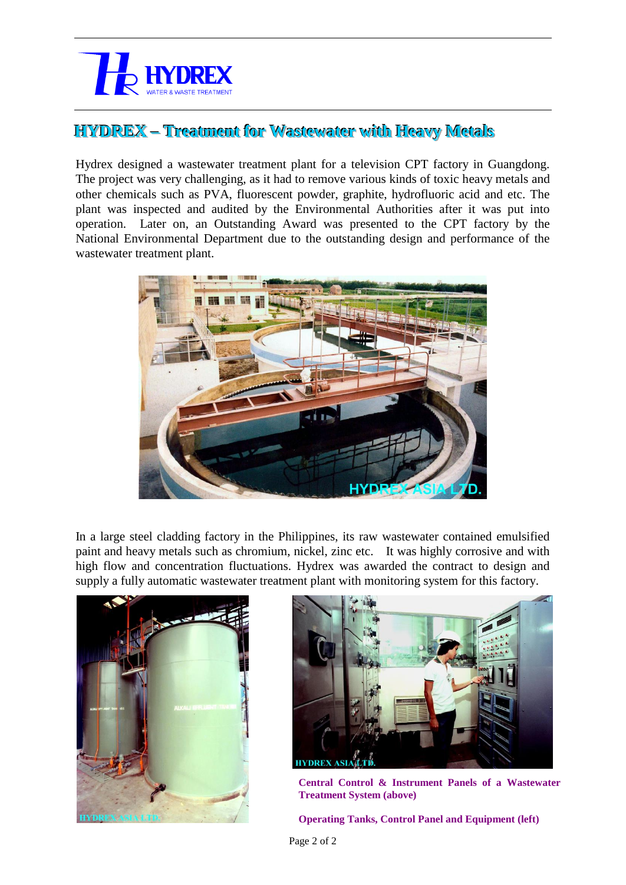# HYDREX – Treatment for Wastewater with Heavy Metals

Hydrex designed a wastewater treatment plant for a television CPT factory in Guangdong. The project was very challenging, as it had to remove various kinds of toxic heavy metals and other chemicals such as PVA, fluorescent powder, graphite, hydrofluoric acid and etc. The plant was inspected and audited by the Environmental Authorities after it was put into operation. Later on, an Outstanding Award was presented to the CPT factory by the National Environmental Department due to the outstanding design and performance of the wastewater treatment plant.

In a large steel cladding factory in the Philippines, its raw wastewater contained emulsified paint and heavy metals such as chromium, nickel, zinc etc. It was highly corrosive and with high flow and concentration fluctuations. Hydrex was awarded the contract to design and supply a fully automatic wastewater treatment plant with monitoring system for this factory.

**Central Control & Instrument Panels of a Wastewater Treatment System (above)**

**Operating Tanks, Control Panel and Equipment (left)**